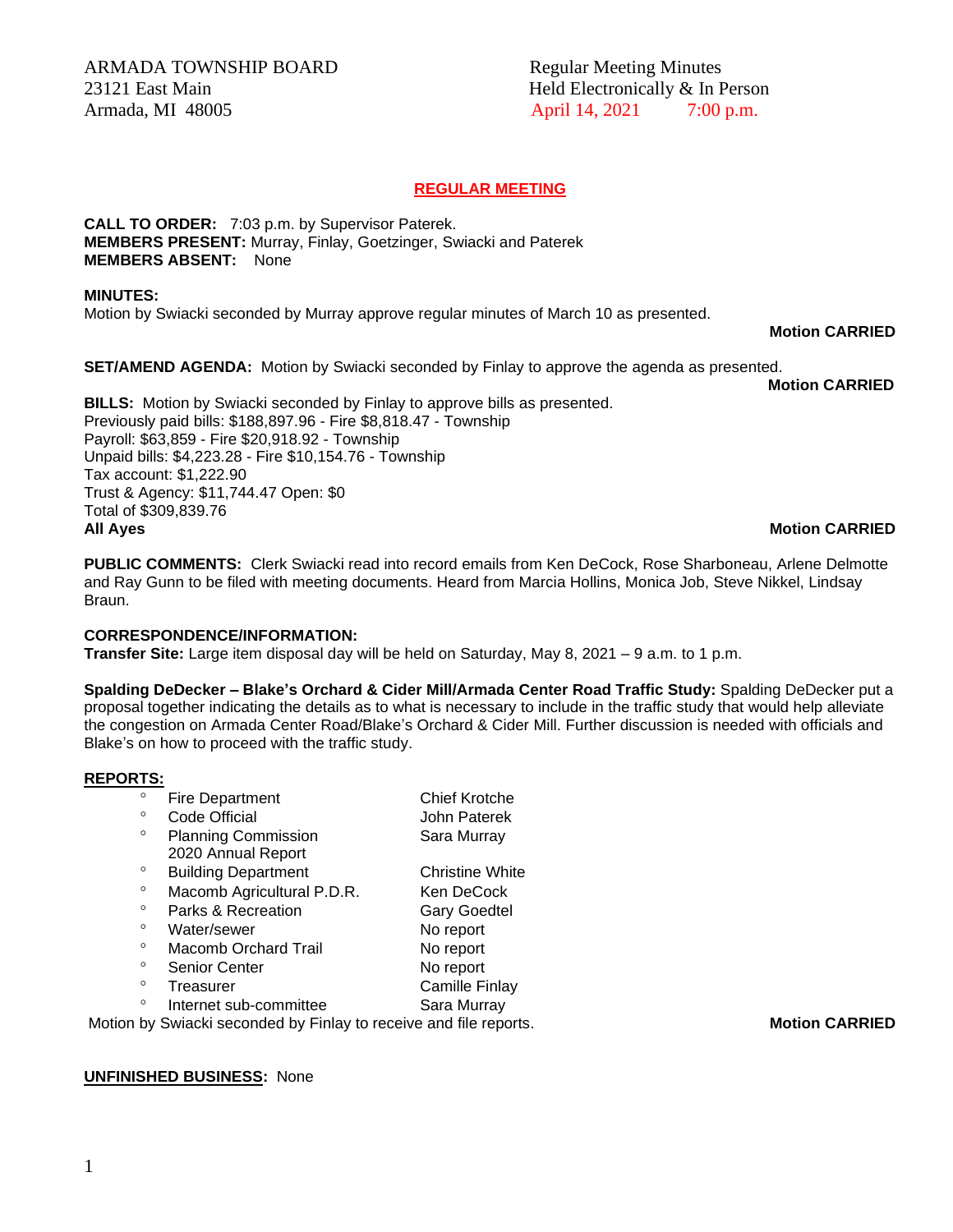ARMADA TOWNSHIP BOARD
23121 East Main
Armada, MI 48005

Regular Meeting Minutes
Held Electronically & In Person
April 14, 2021 7:00 p.m.

## REGULAR MEETING

**CALL TO ORDER:** 7:03 p.m. by Supervisor Paterek.
**MEMBERS PRESENT:** Murray, Finlay, Goetzinger, Swiacki and Paterek
**MEMBERS ABSENT:** None

**MINUTES:**
Motion by Swiacki seconded by Murray approve regular minutes of March 10 as presented.

**Motion CARRIED**

**SET/AMEND AGENDA:** Motion by Swiacki seconded by Finlay to approve the agenda as presented.

**Motion CARRIED**

**BILLS:** Motion by Swiacki seconded by Finlay to approve bills as presented.
Previously paid bills: $188,897.96 - Fire $8,818.47 - Township
Payroll: $63,859 - Fire $20,918.92 - Township
Unpaid bills: $4,223.28 - Fire $10,154.76 - Township
Tax account: $1,222.90
Trust & Agency: $11,744.47 Open: $0
Total of $309,839.76
**All Ayes** **Motion CARRIED**

**PUBLIC COMMENTS:** Clerk Swiacki read into record emails from Ken DeCock, Rose Sharboneau, Arlene Delmotte and Ray Gunn to be filed with meeting documents. Heard from Marcia Hollins, Monica Job, Steve Nikkel, Lindsay Braun.

**CORRESPONDENCE/INFORMATION:**
**Transfer Site:** Large item disposal day will be held on Saturday, May 8, 2021 – 9 a.m. to 1 p.m.

**Spalding DeDecker – Blake's Orchard & Cider Mill/Armada Center Road Traffic Study:** Spalding DeDecker put a proposal together indicating the details as to what is necessary to include in the traffic study that would help alleviate the congestion on Armada Center Road/Blake's Orchard & Cider Mill. Further discussion is needed with officials and Blake's on how to proceed with the traffic study.

**REPORTS:**

- Fire Department — Chief Krotche
- Code Official — John Paterek
- Planning Commission 2020 Annual Report — Sara Murray
- Building Department — Christine White
- Macomb Agricultural P.D.R. — Ken DeCock
- Parks & Recreation — Gary Goedtel
- Water/sewer — No report
- Macomb Orchard Trail — No report
- Senior Center — No report
- Treasurer — Camille Finlay
- Internet sub-committee — Sara Murray

Motion by Swiacki seconded by Finlay to receive and file reports. **Motion CARRIED**

**UNFINISHED BUSINESS:** None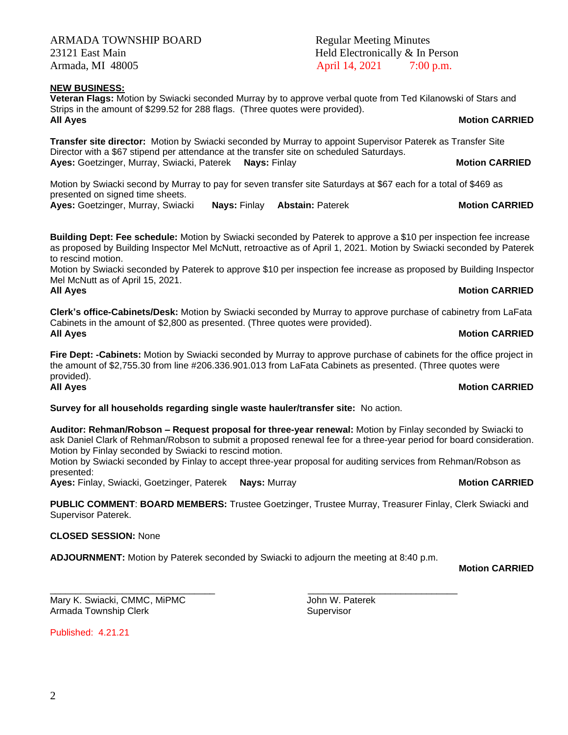ARMADA TOWNSHIP BOARD
23121 East Main
Armada, MI 48005

Regular Meeting Minutes
Held Electronically & In Person
April 14, 2021 7:00 p.m.

**NEW BUSINESS:**

**Veteran Flags:** Motion by Swiacki seconded Murray by to approve verbal quote from Ted Kilanowski of Stars and Strips in the amount of $299.52 for 288 flags. (Three quotes were provided).
**All Ayes** **Motion CARRIED**

**Transfer site director:** Motion by Swiacki seconded by Murray to appoint Supervisor Paterek as Transfer Site Director with a $67 stipend per attendance at the transfer site on scheduled Saturdays.
**Ayes:** Goetzinger, Murray, Swiacki, Paterek **Nays:** Finlay **Motion CARRIED**

Motion by Swiacki second by Murray to pay for seven transfer site Saturdays at $67 each for a total of $469 as presented on signed time sheets.
**Ayes:** Goetzinger, Murray, Swiacki **Nays:** Finlay **Abstain:** Paterek **Motion CARRIED**

**Building Dept: Fee schedule:** Motion by Swiacki seconded by Paterek to approve a $10 per inspection fee increase as proposed by Building Inspector Mel McNutt, retroactive as of April 1, 2021. Motion by Swiacki seconded by Paterek to rescind motion.
Motion by Swiacki seconded by Paterek to approve $10 per inspection fee increase as proposed by Building Inspector Mel McNutt as of April 15, 2021.
**All Ayes** **Motion CARRIED**

**Clerk's office-Cabinets/Desk:** Motion by Swiacki seconded by Murray to approve purchase of cabinetry from LaFata Cabinets in the amount of $2,800 as presented. (Three quotes were provided).
**All Ayes** **Motion CARRIED**

**Fire Dept: -Cabinets:** Motion by Swiacki seconded by Murray to approve purchase of cabinets for the office project in the amount of $2,755.30 from line #206.336.901.013 from LaFata Cabinets as presented. (Three quotes were provided).
**All Ayes** **Motion CARRIED**

**Survey for all households regarding single waste hauler/transfer site:** No action.

**Auditor: Rehman/Robson – Request proposal for three-year renewal:** Motion by Finlay seconded by Swiacki to ask Daniel Clark of Rehman/Robson to submit a proposed renewal fee for a three-year period for board consideration. Motion by Finlay seconded by Swiacki to rescind motion.
Motion by Swiacki seconded by Finlay to accept three-year proposal for auditing services from Rehman/Robson as presented:
**Ayes:** Finlay, Swiacki, Goetzinger, Paterek **Nays:** Murray **Motion CARRIED**

**PUBLIC COMMENT**: **BOARD MEMBERS:** Trustee Goetzinger, Trustee Murray, Treasurer Finlay, Clerk Swiacki and Supervisor Paterek.

**CLOSED SESSION:** None

**ADJOURNMENT:** Motion by Paterek seconded by Swiacki to adjourn the meeting at 8:40 p.m.
**Motion CARRIED**

______________________________
Mary K. Swiacki, CMMC, MiPMC
Armada Township Clerk

______________________________
John W. Paterek
Supervisor

Published: 4.21.21